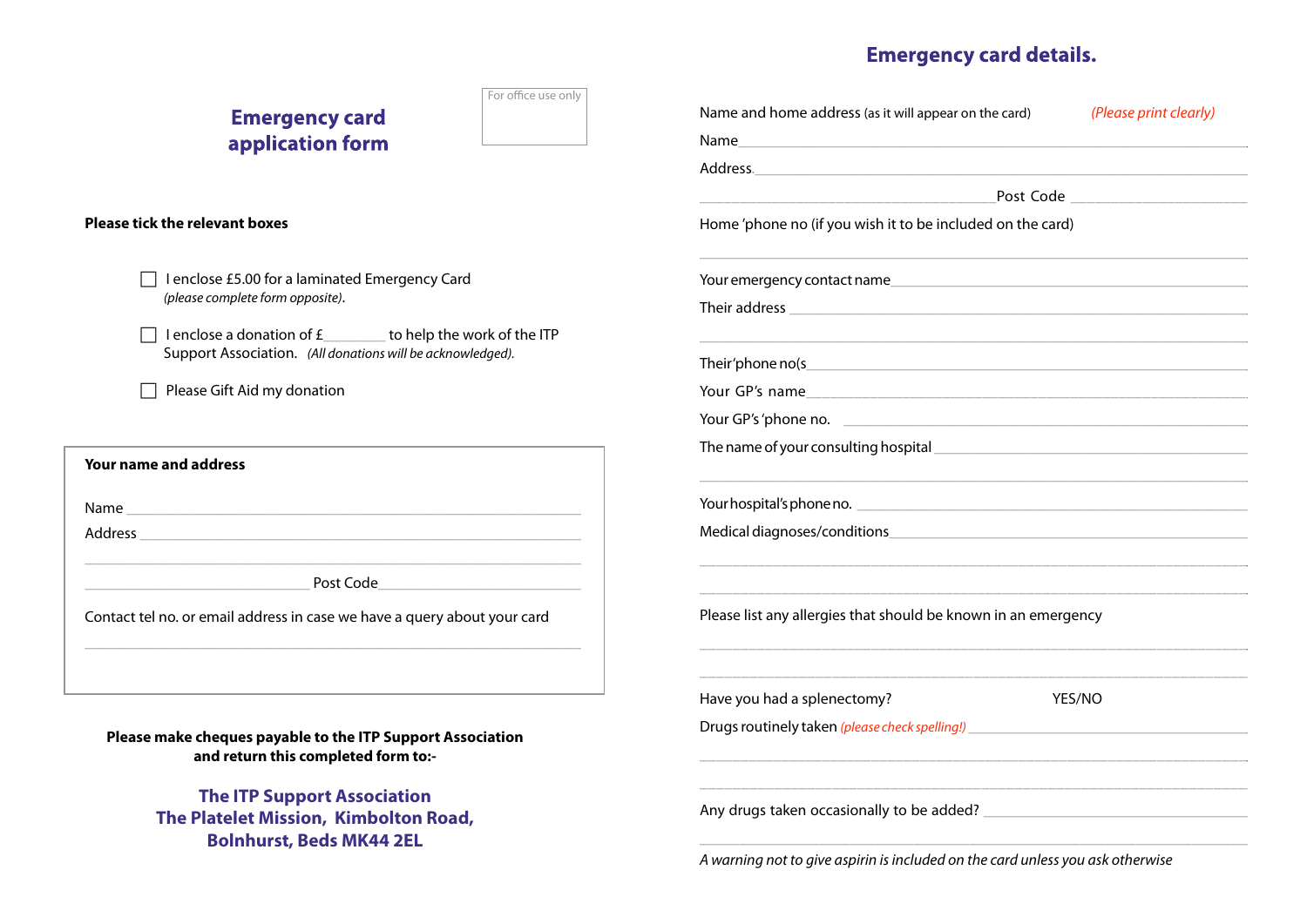For office use only

# Emergency card application form

**Please tick the relevant boxes**

- ☐ I enclose £5.00 for a laminated Emergency Card *(please complete form opposite)*.
- ☐ I enclose a donation of £________ to help the work of the ITP Support Association. *(All donations will be acknowledged).*
- ☐ Please Gift Aid my donation

**Your name and address**

Name ______________________________________________

Address ____________________________________________

__________________________________________________

______________________ Post Code ____________________

Contact tel no. or email address in case we have a query about your card

__________________________________________________

**Please make cheques payable to the ITP Support Association and return this completed form to:-**

**The ITP Support Association**
**The Platelet Mission, Kimbolton Road,**
**Bolnhurst, Beds MK44 2EL**

## Emergency card details.

Name and home address (as it will appear on the card) *(Please print clearly)*

Name ______________________________________________

Address ____________________________________________

______________________ Post Code ____________________

Home 'phone no (if you wish it to be included on the card)

__________________________________________________

Your emergency contact name ___________________________

Their address _______________________________________

__________________________________________________

Their 'phone no(s ____________________________________

Your GP's name ______________________________________

Your GP's 'phone no. __________________________________

The name of your consulting hospital _____________________

__________________________________________________

Your hospital's phone no. ______________________________

Medical diagnoses/conditions ___________________________

__________________________________________________

__________________________________________________

Please list any allergies that should be known in an emergency

__________________________________________________

__________________________________________________

Have you had a splenectomy? YES/NO

Drugs routinely taken *(please check spelling!)* _______________

__________________________________________________

__________________________________________________

Any drugs taken occasionally to be added? ________________

__________________________________________________

*A warning not to give aspirin is included on the card unless you ask otherwise*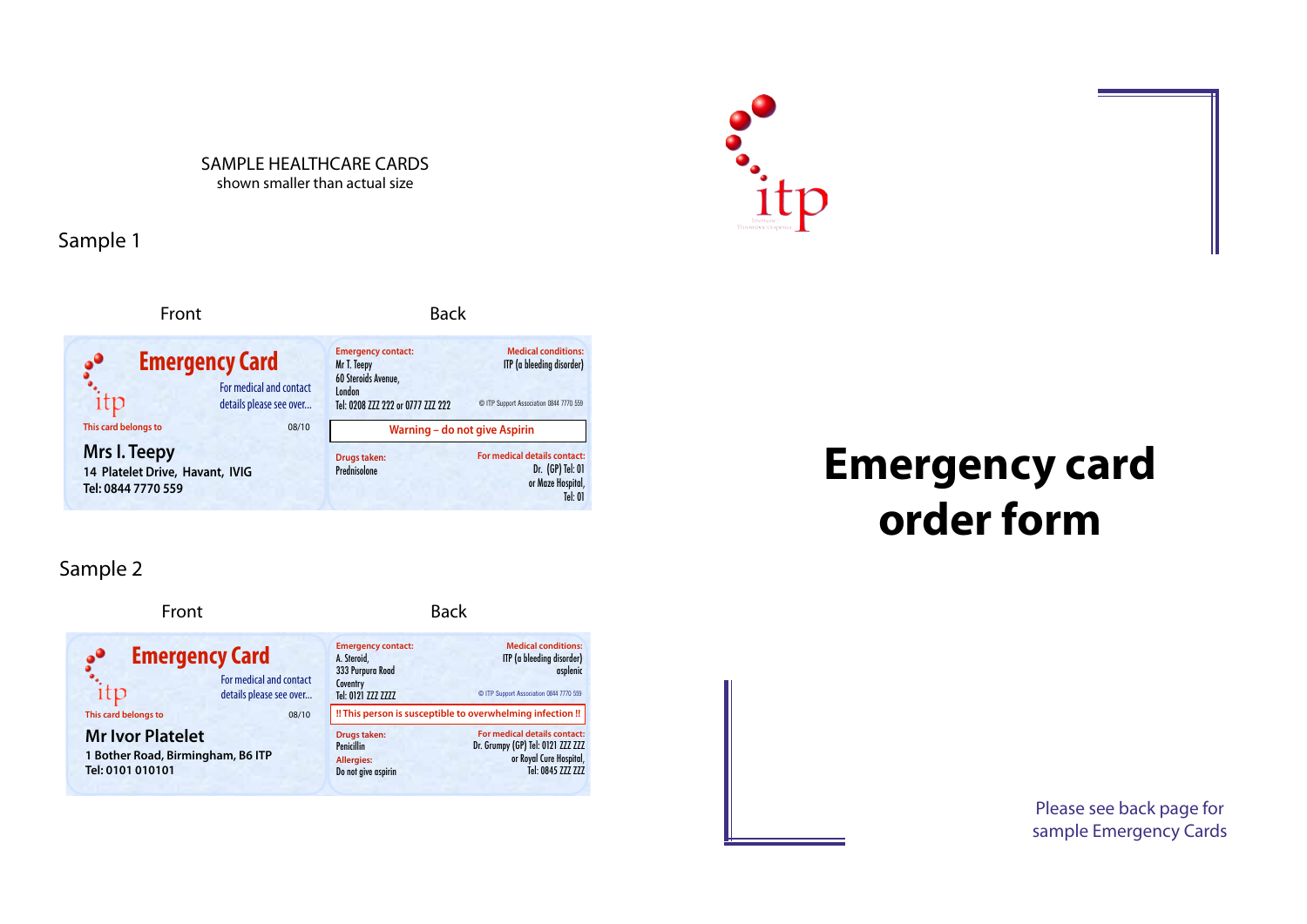SAMPLE HEALTHCARE CARDS
shown smaller than actual size

## Sample 1

**Front**

**Emergency Card**

For medical and contact details please see over...

This card belongs to 08/10

**Mrs I. Teepy**
**14 Platelet Drive, Havant, IVIG**
**Tel: 0844 7770 559**

**Back**

**Emergency contact:**
Mr T. Teepy
60 Steroids Avenue,
London
Tel: 0208 ZZZ 222 or 0777 ZZZ 222

**Medical conditions:**
ITP (a bleeding disorder)

© ITP Support Association 0844 7770 559

**Warning – do not give Aspirin**

**Drugs taken:**
Prednisolone

**For medical details contact:**
Dr. (GP) Tel: 01
or Maze Hospital,
Tel: 01

## Sample 2

**Front**

**Emergency Card**

For medical and contact details please see over...

This card belongs to 08/10

**Mr Ivor Platelet**
**1 Bother Road, Birmingham, B6 ITP**
**Tel: 0101 010101**

**Back**

**Emergency contact:**
A. Steroid,
333 Purpura Road
Coventry
Tel: 0121 ZZZ ZZZZ

**Medical conditions:**
ITP (a bleeding disorder)
asplenic

© ITP Support Association 0844 7770 559

**!! This person is susceptible to overwhelming infection !!**

**Drugs taken:**
Penicillin

**Allergies:**
Do not give aspirin

**For medical details contact:**
Dr. Grumpy (GP) Tel: 0121 ZZZ ZZZ
or Royal Cure Hospital,
Tel: 0845 ZZZ ZZZ

itp

# Emergency card order form

Please see back page for sample Emergency Cards